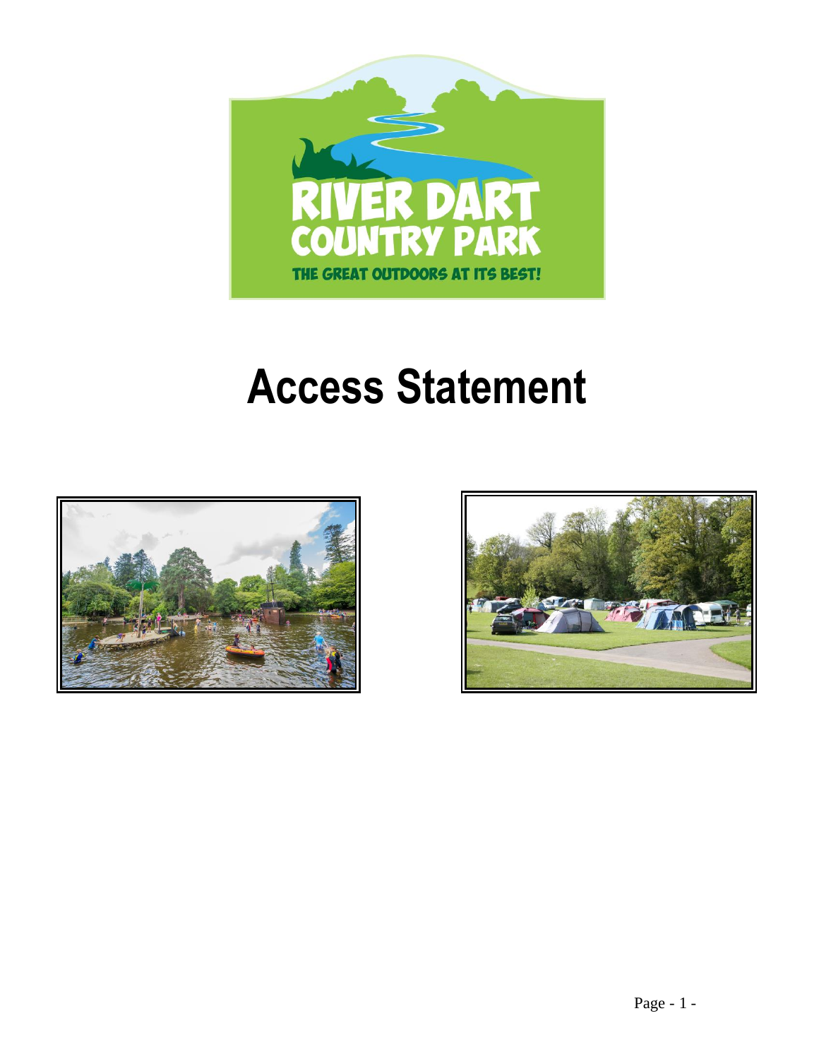# Access Statement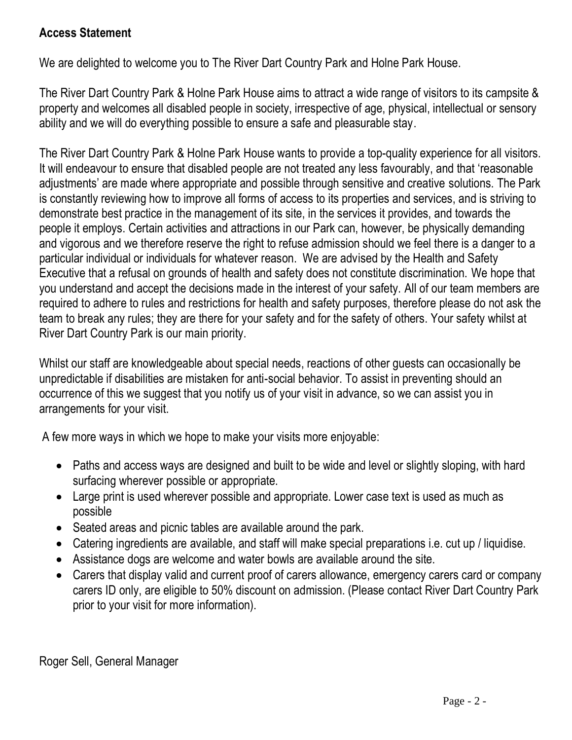**Access Statement**

We are delighted to welcome you to The River Dart Country Park and Holne Park House.

The River Dart Country Park & Holne Park House aims to attract a wide range of visitors to its campsite & property and welcomes all disabled people in society, irrespective of age, physical, intellectual or sensory ability and we will do everything possible to ensure a safe and pleasurable stay.

The River Dart Country Park & Holne Park House wants to provide a top-quality experience for all visitors. It will endeavour to ensure that disabled people are not treated any less favourably, and that 'reasonable adjustments' are made where appropriate and possible through sensitive and creative solutions. The Park is constantly reviewing how to improve all forms of access to its properties and services, and is striving to demonstrate best practice in the management of its site, in the services it provides, and towards the people it employs. Certain activities and attractions in our Park can, however, be physically demanding and vigorous and we therefore reserve the right to refuse admission should we feel there is a danger to a particular individual or individuals for whatever reason. We are advised by the Health and Safety Executive that a refusal on grounds of health and safety does not constitute discrimination. We hope that you understand and accept the decisions made in the interest of your safety. All of our team members are required to adhere to rules and restrictions for health and safety purposes, therefore please do not ask the team to break any rules; they are there for your safety and for the safety of others. Your safety whilst at River Dart Country Park is our main priority.

Whilst our staff are knowledgeable about special needs, reactions of other guests can occasionally be unpredictable if disabilities are mistaken for anti-social behavior. To assist in preventing should an occurrence of this we suggest that you notify us of your visit in advance, so we can assist you in arrangements for your visit.

A few more ways in which we hope to make your visits more enjoyable:

- Paths and access ways are designed and built to be wide and level or slightly sloping, with hard surfacing wherever possible or appropriate.
- Large print is used wherever possible and appropriate. Lower case text is used as much as possible
- Seated areas and picnic tables are available around the park.
- Catering ingredients are available, and staff will make special preparations i.e. cut up / liquidise.
- Assistance dogs are welcome and water bowls are available around the site.
- Carers that display valid and current proof of carers allowance, emergency carers card or company carers ID only, are eligible to 50% discount on admission. (Please contact River Dart Country Park prior to your visit for more information).

Roger Sell, General Manager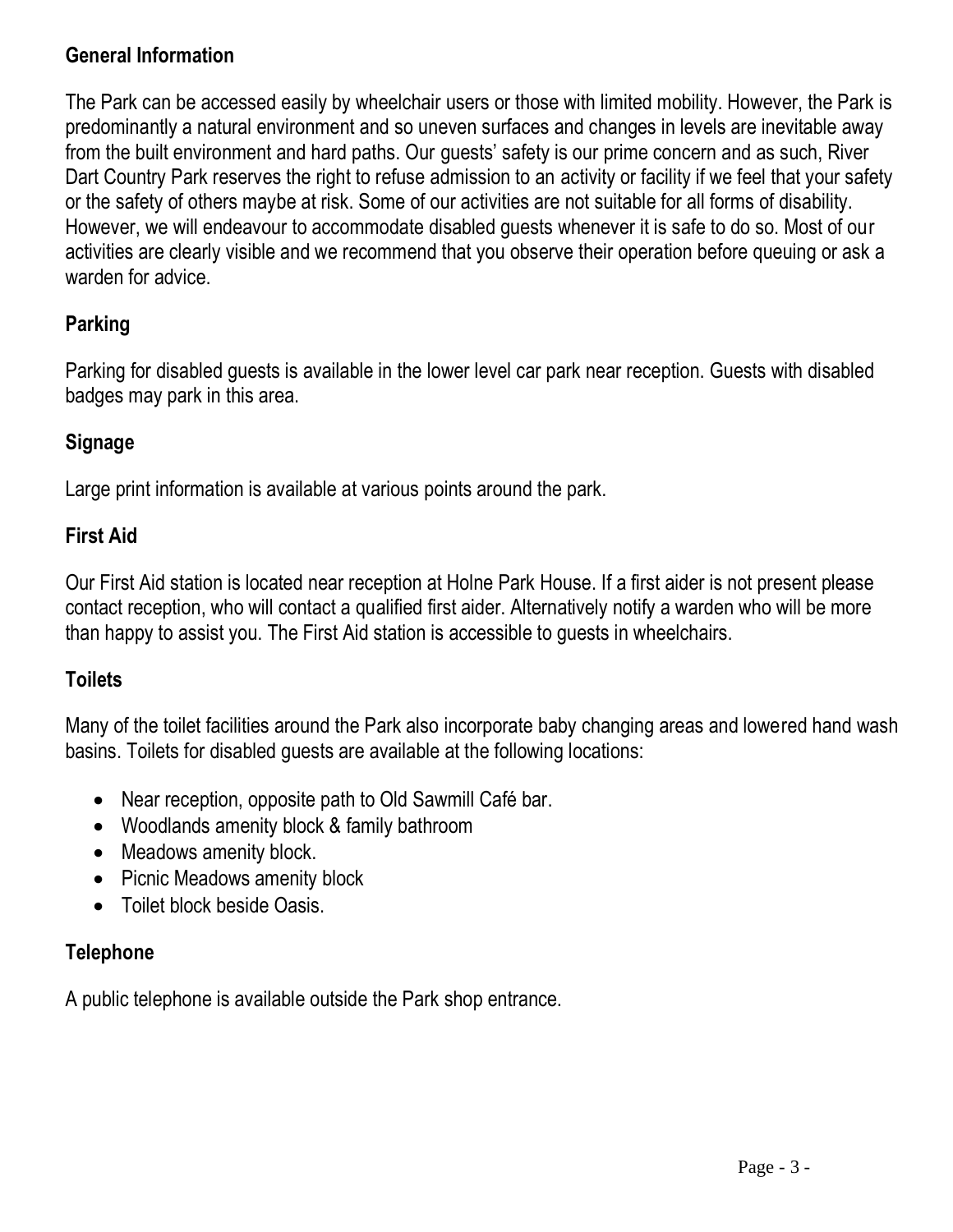## General Information

The Park can be accessed easily by wheelchair users or those with limited mobility. However, the Park is predominantly a natural environment and so uneven surfaces and changes in levels are inevitable away from the built environment and hard paths. Our guests' safety is our prime concern and as such, River Dart Country Park reserves the right to refuse admission to an activity or facility if we feel that your safety or the safety of others maybe at risk. Some of our activities are not suitable for all forms of disability. However, we will endeavour to accommodate disabled guests whenever it is safe to do so. Most of our activities are clearly visible and we recommend that you observe their operation before queuing or ask a warden for advice.

## Parking

Parking for disabled guests is available in the lower level car park near reception. Guests with disabled badges may park in this area.

## Signage

Large print information is available at various points around the park.

## First Aid

Our First Aid station is located near reception at Holne Park House. If a first aider is not present please contact reception, who will contact a qualified first aider. Alternatively notify a warden who will be more than happy to assist you. The First Aid station is accessible to guests in wheelchairs.

## Toilets

Many of the toilet facilities around the Park also incorporate baby changing areas and lowered hand wash basins. Toilets for disabled guests are available at the following locations:

- Near reception, opposite path to Old Sawmill Café bar.
- Woodlands amenity block & family bathroom
- Meadows amenity block.
- Picnic Meadows amenity block
- Toilet block beside Oasis.

## Telephone

A public telephone is available outside the Park shop entrance.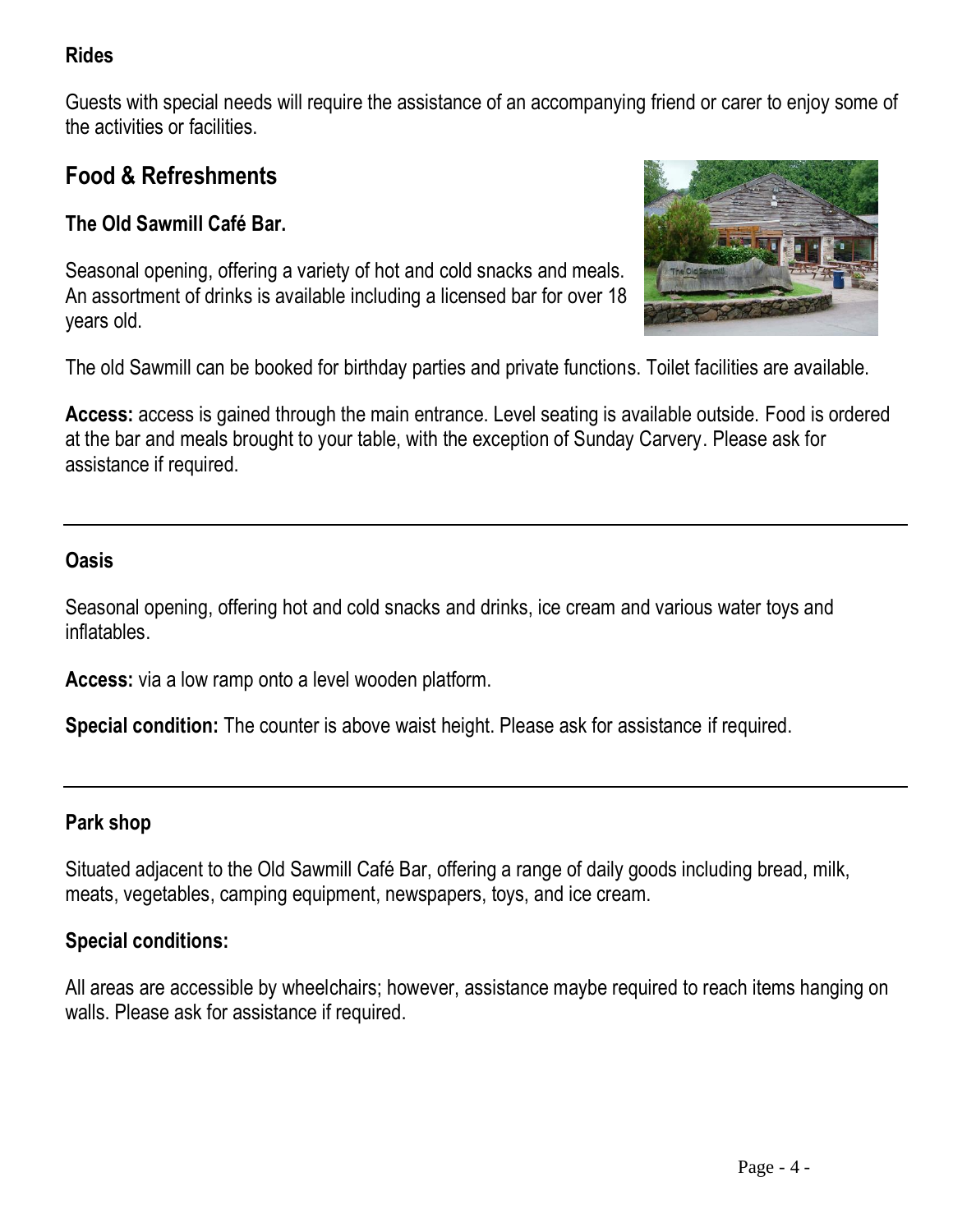### Rides

Guests with special needs will require the assistance of an accompanying friend or carer to enjoy some of the activities or facilities.

## Food & Refreshments

### The Old Sawmill Café Bar.

Seasonal opening, offering a variety of hot and cold snacks and meals. An assortment of drinks is available including a licensed bar for over 18 years old.

The old Sawmill can be booked for birthday parties and private functions. Toilet facilities are available.

**Access:** access is gained through the main entrance. Level seating is available outside. Food is ordered at the bar and meals brought to your table, with the exception of Sunday Carvery. Please ask for assistance if required.

---

### Oasis

Seasonal opening, offering hot and cold snacks and drinks, ice cream and various water toys and inflatables.

**Access:** via a low ramp onto a level wooden platform.

**Special condition:** The counter is above waist height. Please ask for assistance if required.

---

### Park shop

Situated adjacent to the Old Sawmill Café Bar, offering a range of daily goods including bread, milk, meats, vegetables, camping equipment, newspapers, toys, and ice cream.

**Special conditions:**

All areas are accessible by wheelchairs; however, assistance maybe required to reach items hanging on walls. Please ask for assistance if required.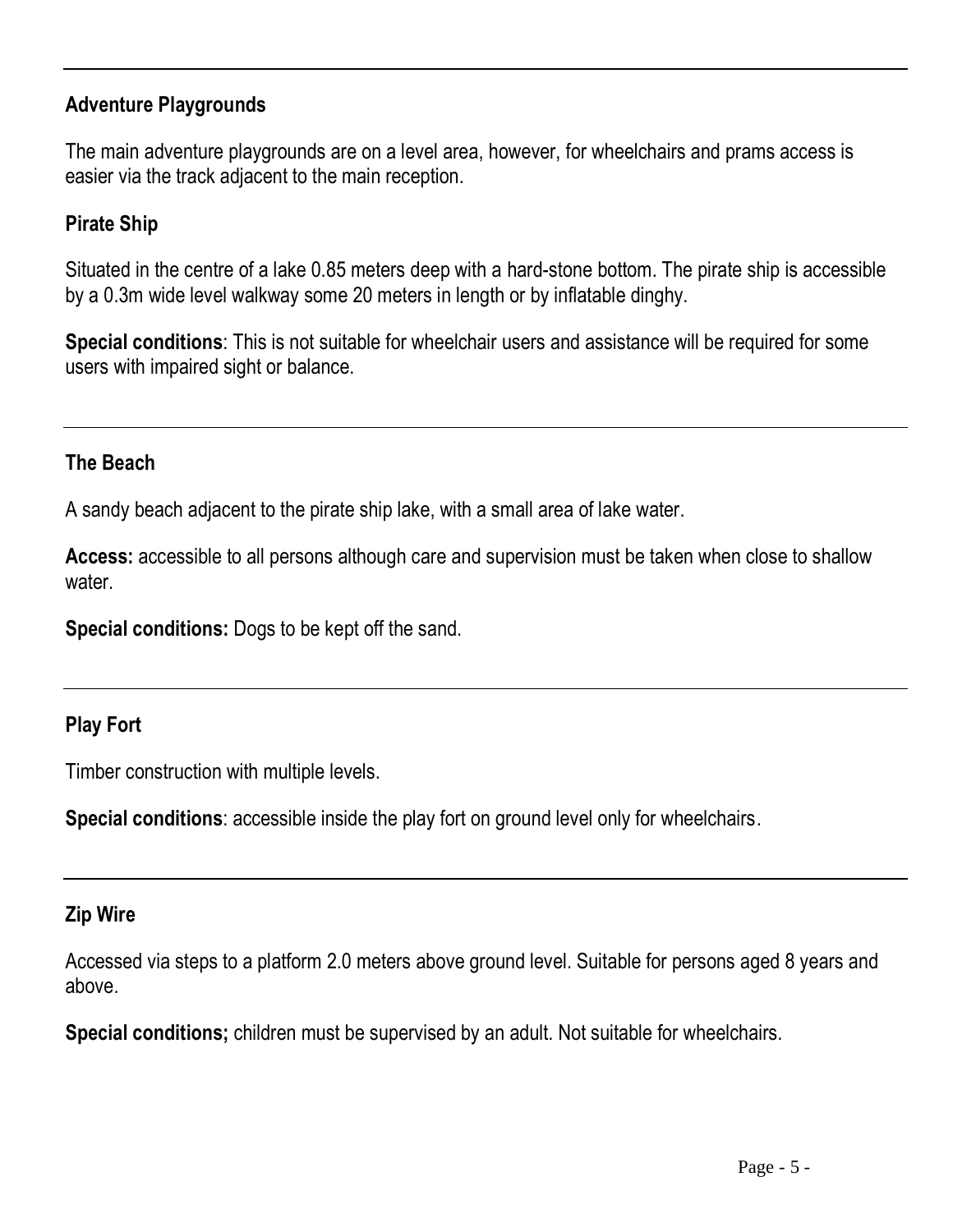### Adventure Playgrounds

The main adventure playgrounds are on a level area, however, for wheelchairs and prams access is easier via the track adjacent to the main reception.

### Pirate Ship

Situated in the centre of a lake 0.85 meters deep with a hard-stone bottom. The pirate ship is accessible by a 0.3m wide level walkway some 20 meters in length or by inflatable dinghy.

**Special conditions**: This is not suitable for wheelchair users and assistance will be required for some users with impaired sight or balance.

---

### The Beach

A sandy beach adjacent to the pirate ship lake, with a small area of lake water.

**Access:** accessible to all persons although care and supervision must be taken when close to shallow water.

**Special conditions:** Dogs to be kept off the sand.

---

### Play Fort

Timber construction with multiple levels.

**Special conditions**: accessible inside the play fort on ground level only for wheelchairs.

---

### Zip Wire

Accessed via steps to a platform 2.0 meters above ground level. Suitable for persons aged 8 years and above.

**Special conditions;** children must be supervised by an adult. Not suitable for wheelchairs.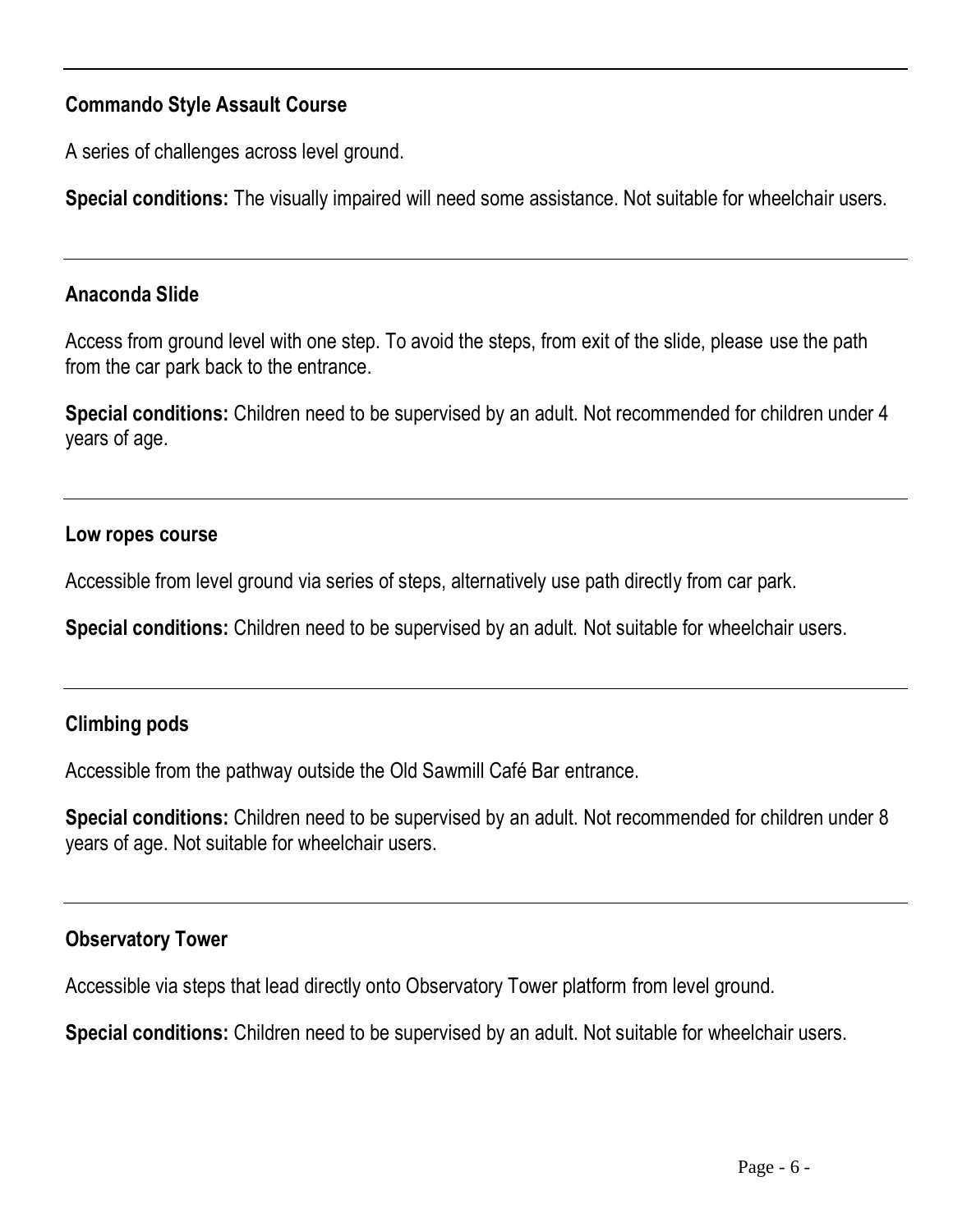### Commando Style Assault Course

A series of challenges across level ground.

**Special conditions:** The visually impaired will need some assistance. Not suitable for wheelchair users.

---

### Anaconda Slide

Access from ground level with one step. To avoid the steps, from exit of the slide, please use the path from the car park back to the entrance.

**Special conditions:** Children need to be supervised by an adult. Not recommended for children under 4 years of age.

---

### Low ropes course

Accessible from level ground via series of steps, alternatively use path directly from car park.

**Special conditions:** Children need to be supervised by an adult. Not suitable for wheelchair users.

---

### Climbing pods

Accessible from the pathway outside the Old Sawmill Café Bar entrance.

**Special conditions:** Children need to be supervised by an adult. Not recommended for children under 8 years of age. Not suitable for wheelchair users.

---

### Observatory Tower

Accessible via steps that lead directly onto Observatory Tower platform from level ground.

**Special conditions:** Children need to be supervised by an adult. Not suitable for wheelchair users.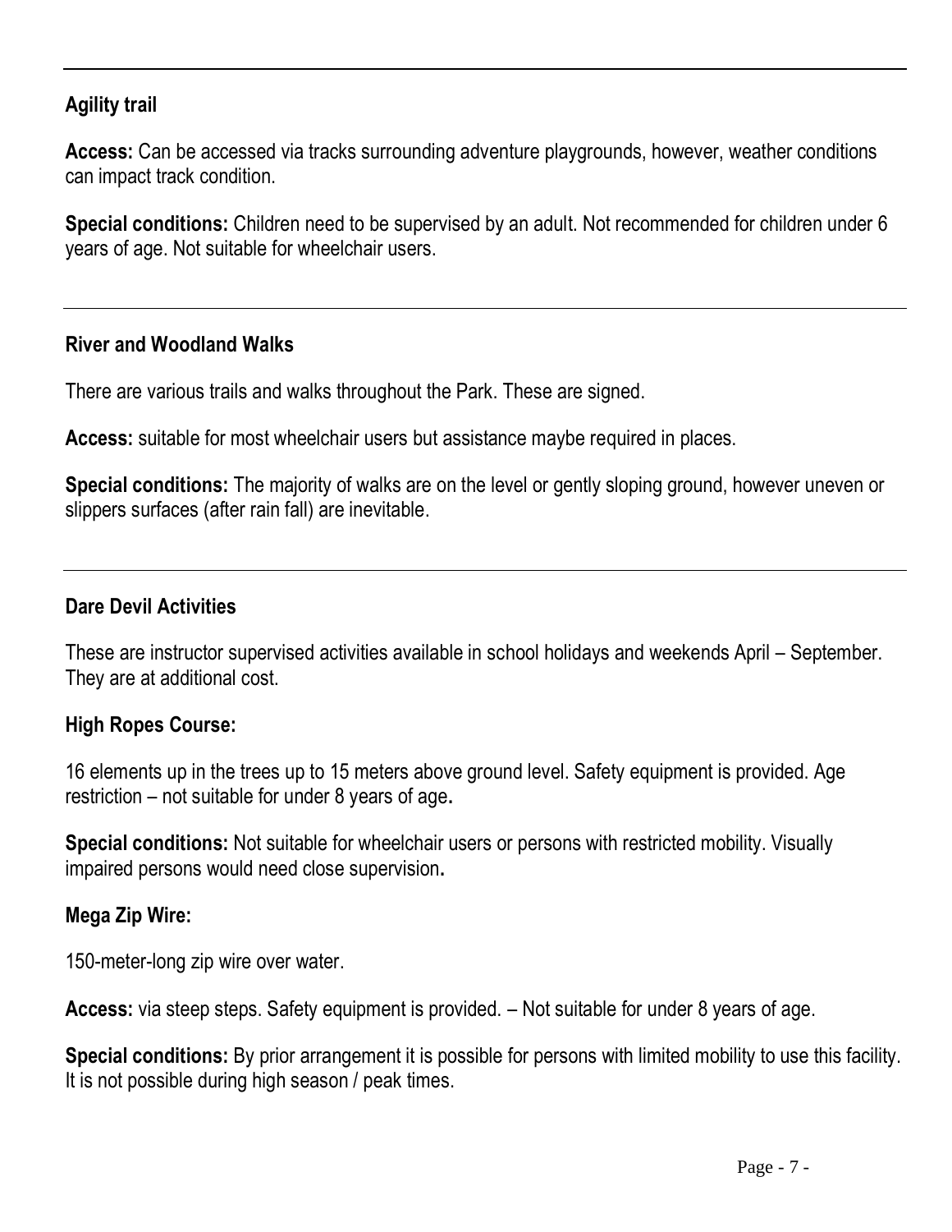---

## Agility trail

**Access:** Can be accessed via tracks surrounding adventure playgrounds, however, weather conditions can impact track condition.

**Special conditions:** Children need to be supervised by an adult. Not recommended for children under 6 years of age. Not suitable for wheelchair users.

---

## River and Woodland Walks

There are various trails and walks throughout the Park. These are signed.

**Access:** suitable for most wheelchair users but assistance maybe required in places.

**Special conditions:** The majority of walks are on the level or gently sloping ground, however uneven or slippers surfaces (after rain fall) are inevitable.

---

## Dare Devil Activities

These are instructor supervised activities available in school holidays and weekends April – September. They are at additional cost.

### High Ropes Course:

16 elements up in the trees up to 15 meters above ground level. Safety equipment is provided. Age restriction – not suitable for under 8 years of age.

**Special conditions:** Not suitable for wheelchair users or persons with restricted mobility. Visually impaired persons would need close supervision.

### Mega Zip Wire:

150-meter-long zip wire over water.

**Access:** via steep steps. Safety equipment is provided. – Not suitable for under 8 years of age.

**Special conditions:** By prior arrangement it is possible for persons with limited mobility to use this facility. It is not possible during high season / peak times.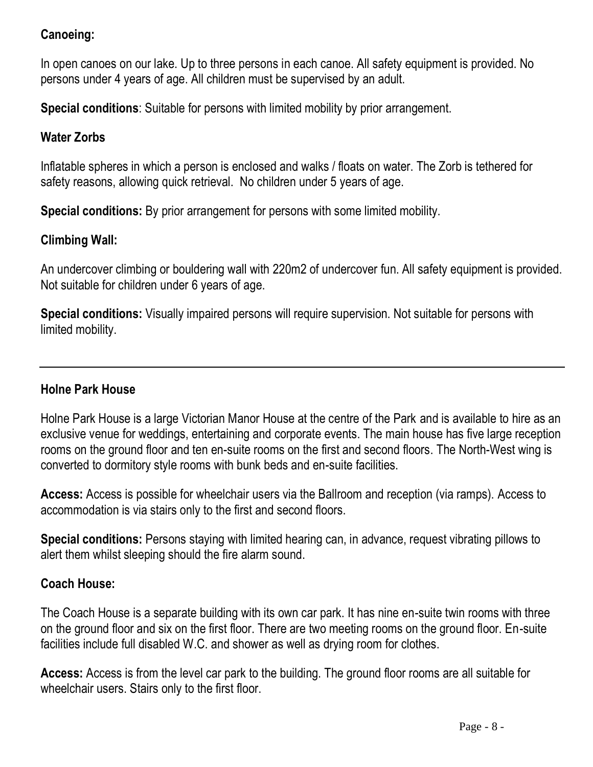### Canoeing:

In open canoes on our lake. Up to three persons in each canoe. All safety equipment is provided. No persons under 4 years of age. All children must be supervised by an adult.

**Special conditions**: Suitable for persons with limited mobility by prior arrangement.

### Water Zorbs

Inflatable spheres in which a person is enclosed and walks / floats on water. The Zorb is tethered for safety reasons, allowing quick retrieval. No children under 5 years of age.

**Special conditions:** By prior arrangement for persons with some limited mobility.

### Climbing Wall:

An undercover climbing or bouldering wall with 220m2 of undercover fun. All safety equipment is provided. Not suitable for children under 6 years of age.

**Special conditions:** Visually impaired persons will require supervision. Not suitable for persons with limited mobility.

---

### Holne Park House

Holne Park House is a large Victorian Manor House at the centre of the Park and is available to hire as an exclusive venue for weddings, entertaining and corporate events. The main house has five large reception rooms on the ground floor and ten en-suite rooms on the first and second floors. The North-West wing is converted to dormitory style rooms with bunk beds and en-suite facilities.

**Access:** Access is possible for wheelchair users via the Ballroom and reception (via ramps). Access to accommodation is via stairs only to the first and second floors.

**Special conditions:** Persons staying with limited hearing can, in advance, request vibrating pillows to alert them whilst sleeping should the fire alarm sound.

### Coach House:

The Coach House is a separate building with its own car park. It has nine en-suite twin rooms with three on the ground floor and six on the first floor. There are two meeting rooms on the ground floor. En-suite facilities include full disabled W.C. and shower as well as drying room for clothes.

**Access:** Access is from the level car park to the building. The ground floor rooms are all suitable for wheelchair users. Stairs only to the first floor.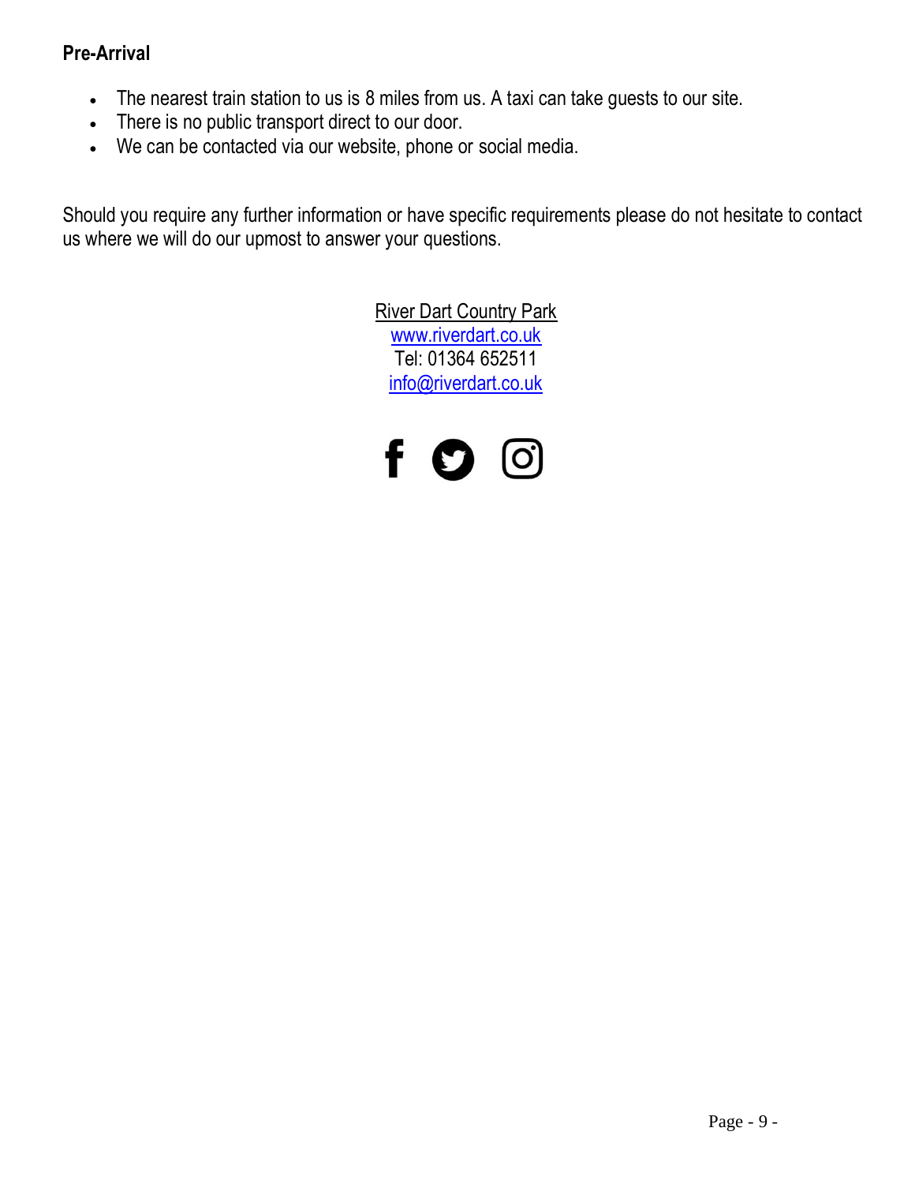**Pre-Arrival**

- The nearest train station to us is 8 miles from us. A taxi can take guests to our site.
- There is no public transport direct to our door.
- We can be contacted via our website, phone or social media.

Should you require any further information or have specific requirements please do not hesitate to contact us where we will do our upmost to answer your questions.

River Dart Country Park
www.riverdart.co.uk
Tel: 01364 652511
info@riverdart.co.uk